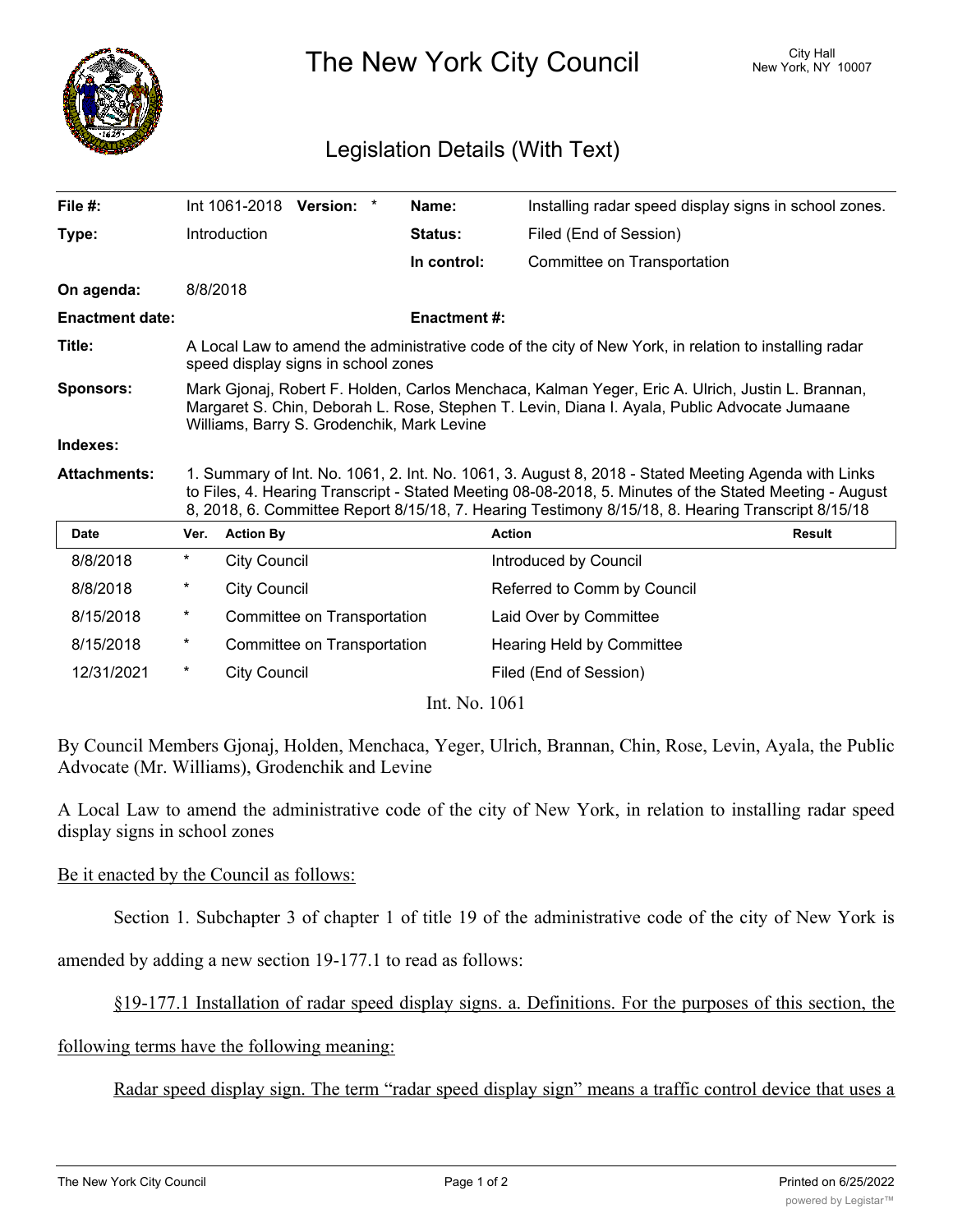# The New York City Council

City Hall
New York, NY 10007

## Legislation Details (With Text)

| | | | |
|---|---|---|---|
| **File #:** | Int 1061-2018 **Version:** * | **Name:** | Installing radar speed display signs in school zones. |
| **Type:** | Introduction | **Status:** | Filed (End of Session) |
| | | **In control:** | Committee on Transportation |
| **On agenda:** | 8/8/2018 | | |
| **Enactment date:** | | **Enactment #:** | |

**Title:** A Local Law to amend the administrative code of the city of New York, in relation to installing radar speed display signs in school zones

**Sponsors:** Mark Gjonaj, Robert F. Holden, Carlos Menchaca, Kalman Yeger, Eric A. Ulrich, Justin L. Brannan, Margaret S. Chin, Deborah L. Rose, Stephen T. Levin, Diana I. Ayala, Public Advocate Jumaane Williams, Barry S. Grodenchik, Mark Levine

**Indexes:**

**Attachments:** 1. Summary of Int. No. 1061, 2. Int. No. 1061, 3. August 8, 2018 - Stated Meeting Agenda with Links to Files, 4. Hearing Transcript - Stated Meeting 08-08-2018, 5. Minutes of the Stated Meeting - August 8, 2018, 6. Committee Report 8/15/18, 7. Hearing Testimony 8/15/18, 8. Hearing Transcript 8/15/18

| Date | Ver. | Action By | Action | Result |
|---|---|---|---|---|
| 8/8/2018 | * | City Council | Introduced by Council | |
| 8/8/2018 | * | City Council | Referred to Comm by Council | |
| 8/15/2018 | * | Committee on Transportation | Laid Over by Committee | |
| 8/15/2018 | * | Committee on Transportation | Hearing Held by Committee | |
| 12/31/2021 | * | City Council | Filed (End of Session) | |

Int. No. 1061

By Council Members Gjonaj, Holden, Menchaca, Yeger, Ulrich, Brannan, Chin, Rose, Levin, Ayala, the Public Advocate (Mr. Williams), Grodenchik and Levine

A Local Law to amend the administrative code of the city of New York, in relation to installing radar speed display signs in school zones

Be it enacted by the Council as follows:

Section 1. Subchapter 3 of chapter 1 of title 19 of the administrative code of the city of New York is amended by adding a new section 19-177.1 to read as follows:

§19-177.1 Installation of radar speed display signs. a. Definitions. For the purposes of this section, the following terms have the following meaning:

Radar speed display sign. The term "radar speed display sign" means a traffic control device that uses a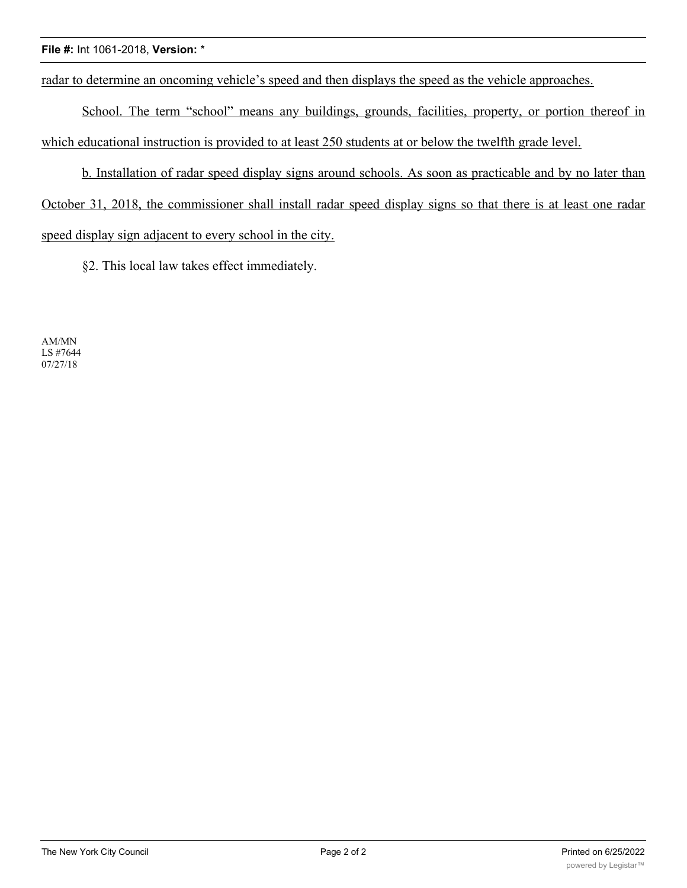radar to determine an oncoming vehicle's speed and then displays the speed as the vehicle approaches.

School. The term "school" means any buildings, grounds, facilities, property, or portion thereof in which educational instruction is provided to at least 250 students at or below the twelfth grade level.

b. Installation of radar speed display signs around schools. As soon as practicable and by no later than October 31, 2018, the commissioner shall install radar speed display signs so that there is at least one radar speed display sign adjacent to every school in the city.

§2. This local law takes effect immediately.

AM/MN
LS #7644
07/27/18